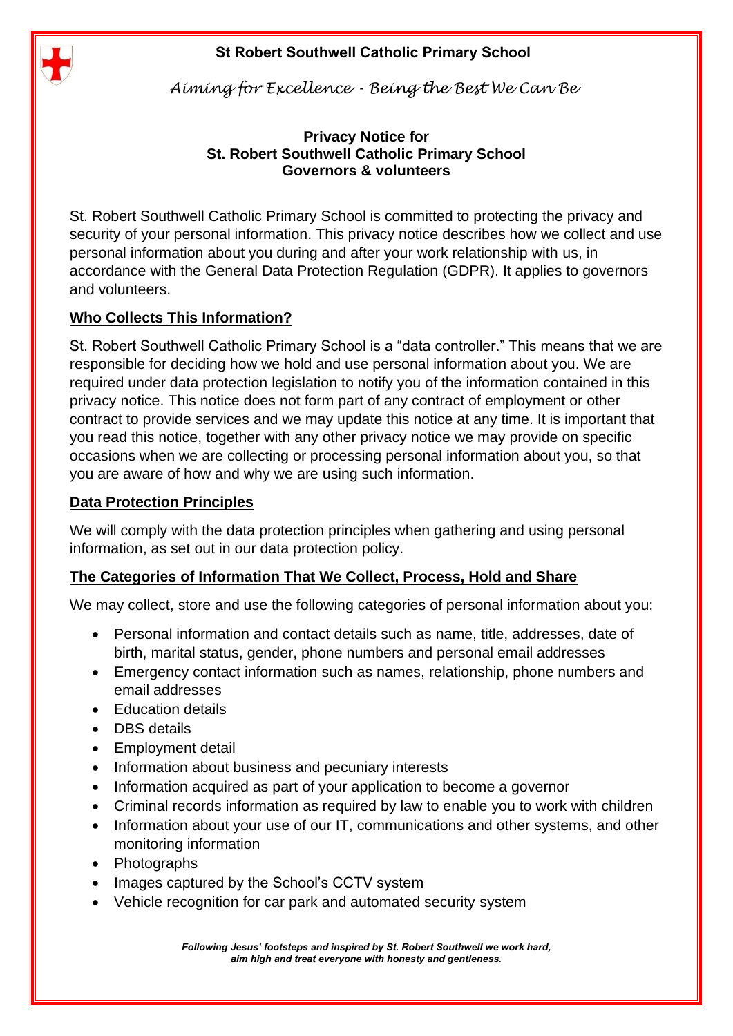**St Robert Southwell Catholic Primary School**

*Aiming for Excellence - Being the Best We Can Be*

**Privacy Notice for**
**St. Robert Southwell Catholic Primary School**
**Governors & volunteers**

St. Robert Southwell Catholic Primary School is committed to protecting the privacy and security of your personal information. This privacy notice describes how we collect and use personal information about you during and after your work relationship with us, in accordance with the General Data Protection Regulation (GDPR). It applies to governors and volunteers.

## Who Collects This Information?

St. Robert Southwell Catholic Primary School is a "data controller." This means that we are responsible for deciding how we hold and use personal information about you. We are required under data protection legislation to notify you of the information contained in this privacy notice. This notice does not form part of any contract of employment or other contract to provide services and we may update this notice at any time. It is important that you read this notice, together with any other privacy notice we may provide on specific occasions when we are collecting or processing personal information about you, so that you are aware of how and why we are using such information.

## Data Protection Principles

We will comply with the data protection principles when gathering and using personal information, as set out in our data protection policy.

## The Categories of Information That We Collect, Process, Hold and Share

We may collect, store and use the following categories of personal information about you:

- Personal information and contact details such as name, title, addresses, date of birth, marital status, gender, phone numbers and personal email addresses
- Emergency contact information such as names, relationship, phone numbers and email addresses
- Education details
- DBS details
- Employment detail
- Information about business and pecuniary interests
- Information acquired as part of your application to become a governor
- Criminal records information as required by law to enable you to work with children
- Information about your use of our IT, communications and other systems, and other monitoring information
- Photographs
- Images captured by the School's CCTV system
- Vehicle recognition for car park and automated security system

*Following Jesus' footsteps and inspired by St. Robert Southwell we work hard, aim high and treat everyone with honesty and gentleness.*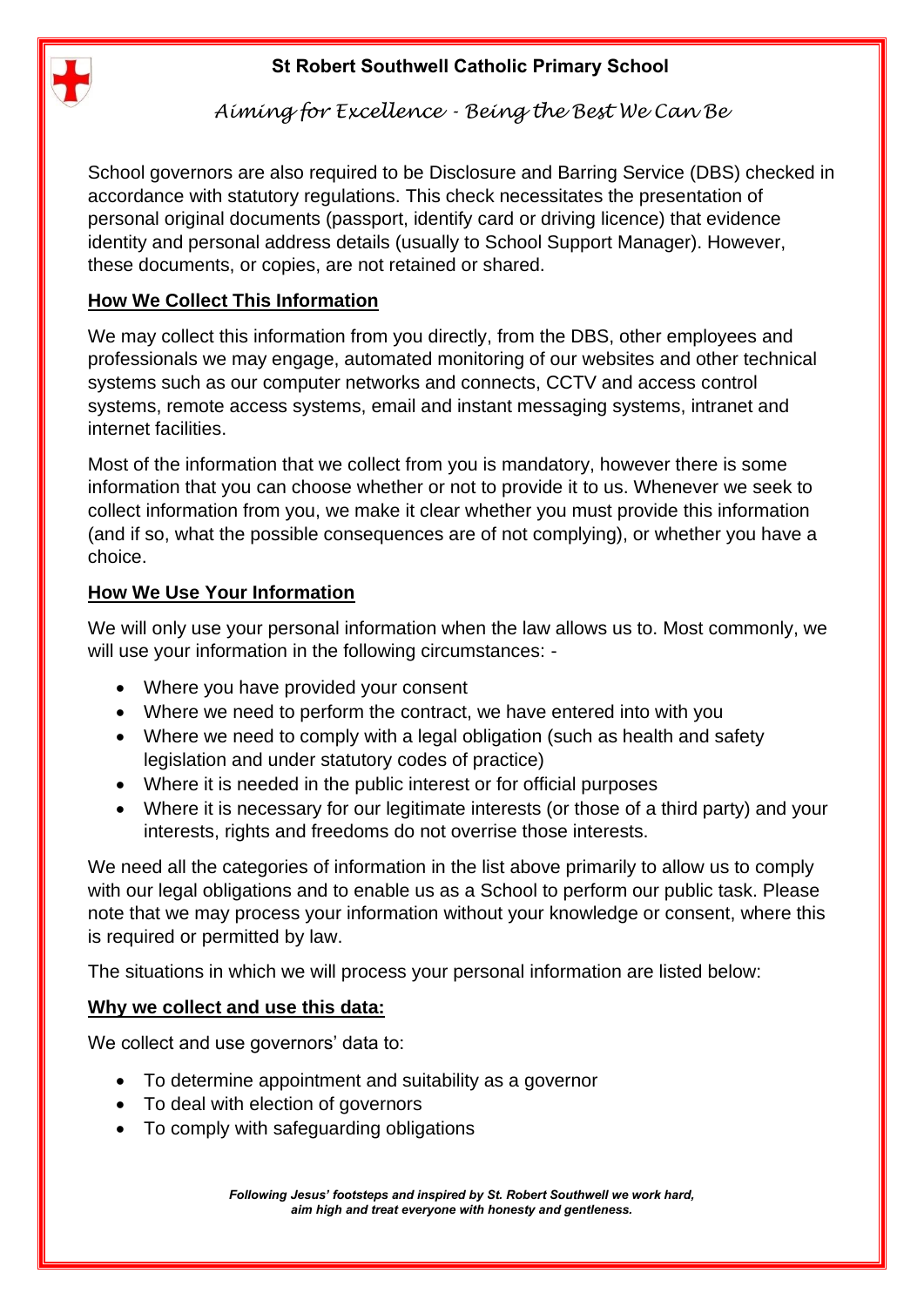School governors are also required to be Disclosure and Barring Service (DBS) checked in accordance with statutory regulations. This check necessitates the presentation of personal original documents (passport, identify card or driving licence) that evidence identity and personal address details (usually to School Support Manager). However, these documents, or copies, are not retained or shared.

## How We Collect This Information

We may collect this information from you directly, from the DBS, other employees and professionals we may engage, automated monitoring of our websites and other technical systems such as our computer networks and connects, CCTV and access control systems, remote access systems, email and instant messaging systems, intranet and internet facilities.

Most of the information that we collect from you is mandatory, however there is some information that you can choose whether or not to provide it to us. Whenever we seek to collect information from you, we make it clear whether you must provide this information (and if so, what the possible consequences are of not complying), or whether you have a choice.

## How We Use Your Information

We will only use your personal information when the law allows us to. Most commonly, we will use your information in the following circumstances: -

- Where you have provided your consent
- Where we need to perform the contract, we have entered into with you
- Where we need to comply with a legal obligation (such as health and safety legislation and under statutory codes of practice)
- Where it is needed in the public interest or for official purposes
- Where it is necessary for our legitimate interests (or those of a third party) and your interests, rights and freedoms do not overrise those interests.

We need all the categories of information in the list above primarily to allow us to comply with our legal obligations and to enable us as a School to perform our public task. Please note that we may process your information without your knowledge or consent, where this is required or permitted by law.

The situations in which we will process your personal information are listed below:

## Why we collect and use this data:

We collect and use governors' data to:

- To determine appointment and suitability as a governor
- To deal with election of governors
- To comply with safeguarding obligations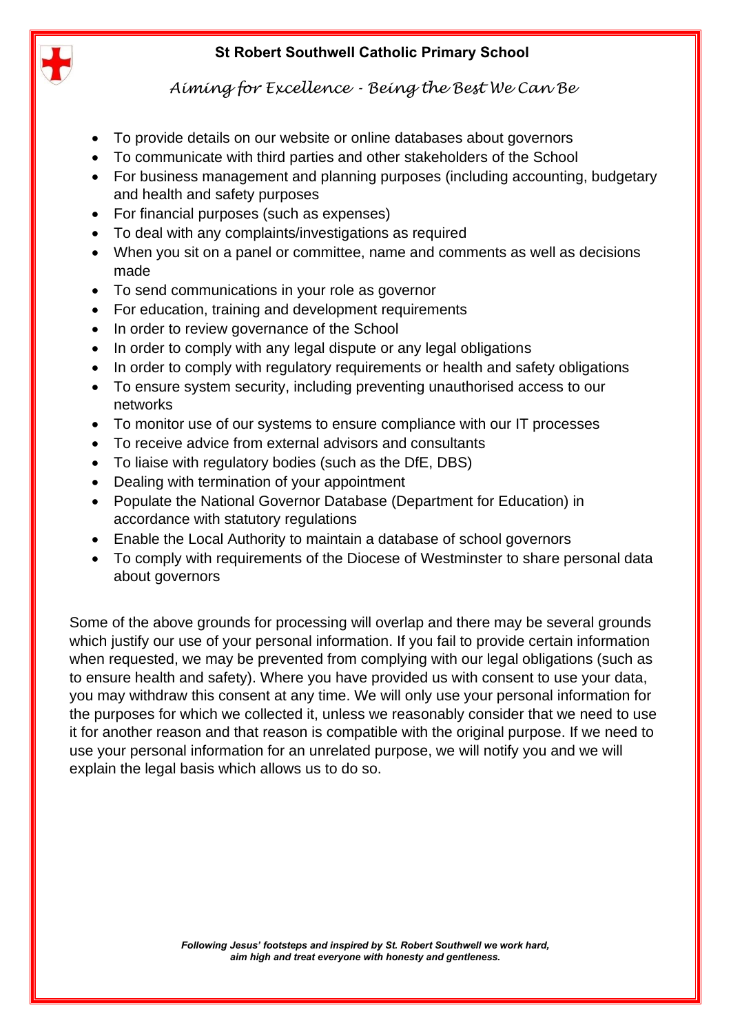- To provide details on our website or online databases about governors
- To communicate with third parties and other stakeholders of the School
- For business management and planning purposes (including accounting, budgetary and health and safety purposes
- For financial purposes (such as expenses)
- To deal with any complaints/investigations as required
- When you sit on a panel or committee, name and comments as well as decisions made
- To send communications in your role as governor
- For education, training and development requirements
- In order to review governance of the School
- In order to comply with any legal dispute or any legal obligations
- In order to comply with regulatory requirements or health and safety obligations
- To ensure system security, including preventing unauthorised access to our networks
- To monitor use of our systems to ensure compliance with our IT processes
- To receive advice from external advisors and consultants
- To liaise with regulatory bodies (such as the DfE, DBS)
- Dealing with termination of your appointment
- Populate the National Governor Database (Department for Education) in accordance with statutory regulations
- Enable the Local Authority to maintain a database of school governors
- To comply with requirements of the Diocese of Westminster to share personal data about governors

Some of the above grounds for processing will overlap and there may be several grounds which justify our use of your personal information. If you fail to provide certain information when requested, we may be prevented from complying with our legal obligations (such as to ensure health and safety). Where you have provided us with consent to use your data, you may withdraw this consent at any time. We will only use your personal information for the purposes for which we collected it, unless we reasonably consider that we need to use it for another reason and that reason is compatible with the original purpose. If we need to use your personal information for an unrelated purpose, we will notify you and we will explain the legal basis which allows us to do so.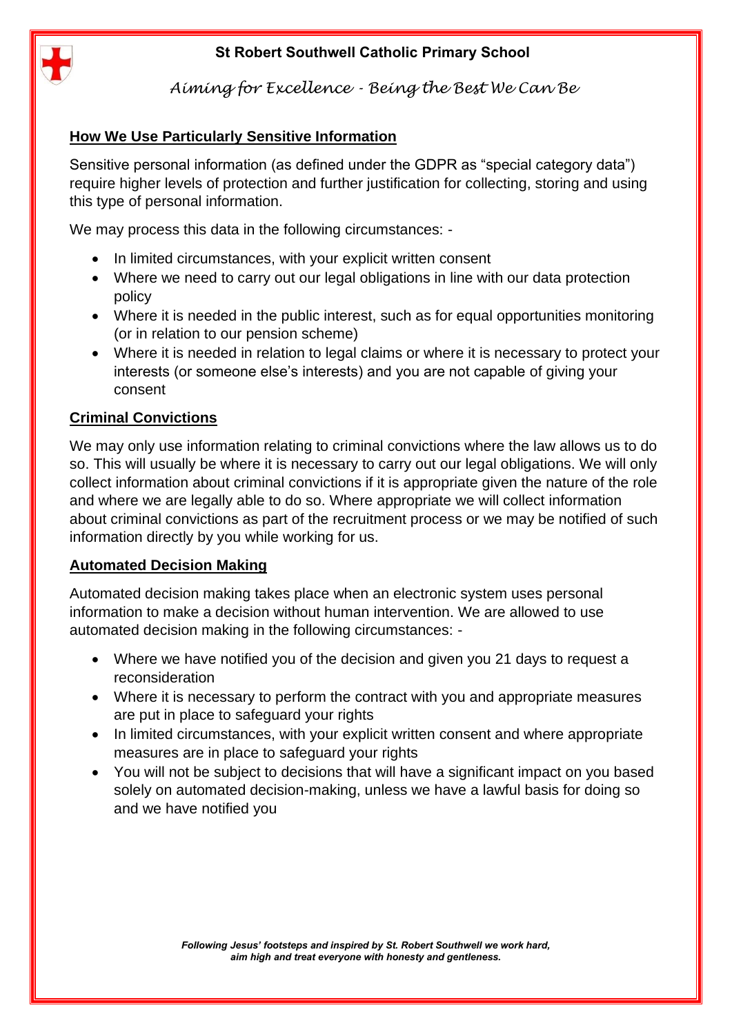## How We Use Particularly Sensitive Information

Sensitive personal information (as defined under the GDPR as "special category data") require higher levels of protection and further justification for collecting, storing and using this type of personal information.

We may process this data in the following circumstances: -

- In limited circumstances, with your explicit written consent
- Where we need to carry out our legal obligations in line with our data protection policy
- Where it is needed in the public interest, such as for equal opportunities monitoring (or in relation to our pension scheme)
- Where it is needed in relation to legal claims or where it is necessary to protect your interests (or someone else's interests) and you are not capable of giving your consent

## Criminal Convictions

We may only use information relating to criminal convictions where the law allows us to do so. This will usually be where it is necessary to carry out our legal obligations. We will only collect information about criminal convictions if it is appropriate given the nature of the role and where we are legally able to do so. Where appropriate we will collect information about criminal convictions as part of the recruitment process or we may be notified of such information directly by you while working for us.

## Automated Decision Making

Automated decision making takes place when an electronic system uses personal information to make a decision without human intervention. We are allowed to use automated decision making in the following circumstances: -

- Where we have notified you of the decision and given you 21 days to request a reconsideration
- Where it is necessary to perform the contract with you and appropriate measures are put in place to safeguard your rights
- In limited circumstances, with your explicit written consent and where appropriate measures are in place to safeguard your rights
- You will not be subject to decisions that will have a significant impact on you based solely on automated decision-making, unless we have a lawful basis for doing so and we have notified you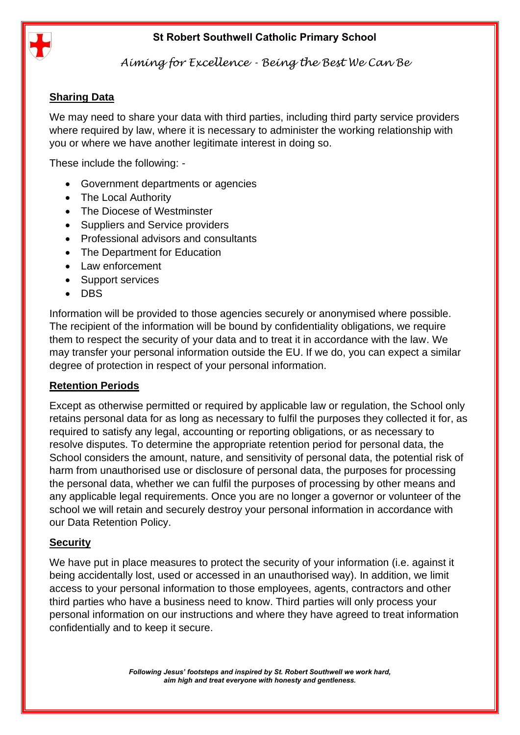## Sharing Data

We may need to share your data with third parties, including third party service providers where required by law, where it is necessary to administer the working relationship with you or where we have another legitimate interest in doing so.

These include the following: -

- Government departments or agencies
- The Local Authority
- The Diocese of Westminster
- Suppliers and Service providers
- Professional advisors and consultants
- The Department for Education
- Law enforcement
- Support services
- DBS

Information will be provided to those agencies securely or anonymised where possible. The recipient of the information will be bound by confidentiality obligations, we require them to respect the security of your data and to treat it in accordance with the law. We may transfer your personal information outside the EU. If we do, you can expect a similar degree of protection in respect of your personal information.

## Retention Periods

Except as otherwise permitted or required by applicable law or regulation, the School only retains personal data for as long as necessary to fulfil the purposes they collected it for, as required to satisfy any legal, accounting or reporting obligations, or as necessary to resolve disputes. To determine the appropriate retention period for personal data, the School considers the amount, nature, and sensitivity of personal data, the potential risk of harm from unauthorised use or disclosure of personal data, the purposes for processing the personal data, whether we can fulfil the purposes of processing by other means and any applicable legal requirements. Once you are no longer a governor or volunteer of the school we will retain and securely destroy your personal information in accordance with our Data Retention Policy.

## Security

We have put in place measures to protect the security of your information (i.e. against it being accidentally lost, used or accessed in an unauthorised way). In addition, we limit access to your personal information to those employees, agents, contractors and other third parties who have a business need to know. Third parties will only process your personal information on our instructions and where they have agreed to treat information confidentially and to keep it secure.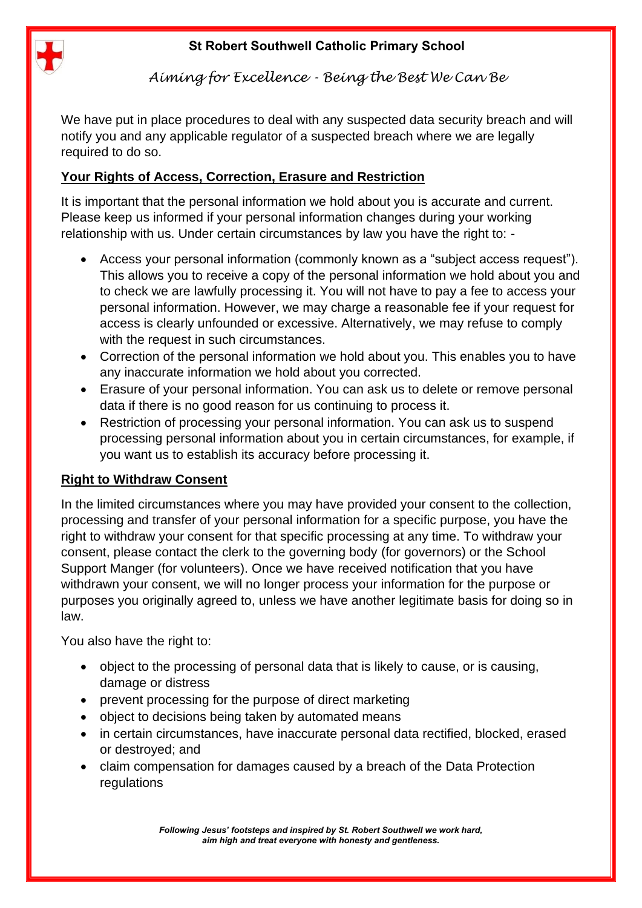We have put in place procedures to deal with any suspected data security breach and will notify you and any applicable regulator of a suspected breach where we are legally required to do so.

## Your Rights of Access, Correction, Erasure and Restriction

It is important that the personal information we hold about you is accurate and current. Please keep us informed if your personal information changes during your working relationship with us. Under certain circumstances by law you have the right to: -

- Access your personal information (commonly known as a "subject access request"). This allows you to receive a copy of the personal information we hold about you and to check we are lawfully processing it. You will not have to pay a fee to access your personal information. However, we may charge a reasonable fee if your request for access is clearly unfounded or excessive. Alternatively, we may refuse to comply with the request in such circumstances.
- Correction of the personal information we hold about you. This enables you to have any inaccurate information we hold about you corrected.
- Erasure of your personal information. You can ask us to delete or remove personal data if there is no good reason for us continuing to process it.
- Restriction of processing your personal information. You can ask us to suspend processing personal information about you in certain circumstances, for example, if you want us to establish its accuracy before processing it.

## Right to Withdraw Consent

In the limited circumstances where you may have provided your consent to the collection, processing and transfer of your personal information for a specific purpose, you have the right to withdraw your consent for that specific processing at any time. To withdraw your consent, please contact the clerk to the governing body (for governors) or the School Support Manger (for volunteers). Once we have received notification that you have withdrawn your consent, we will no longer process your information for the purpose or purposes you originally agreed to, unless we have another legitimate basis for doing so in law.

You also have the right to:

- object to the processing of personal data that is likely to cause, or is causing, damage or distress
- prevent processing for the purpose of direct marketing
- object to decisions being taken by automated means
- in certain circumstances, have inaccurate personal data rectified, blocked, erased or destroyed; and
- claim compensation for damages caused by a breach of the Data Protection regulations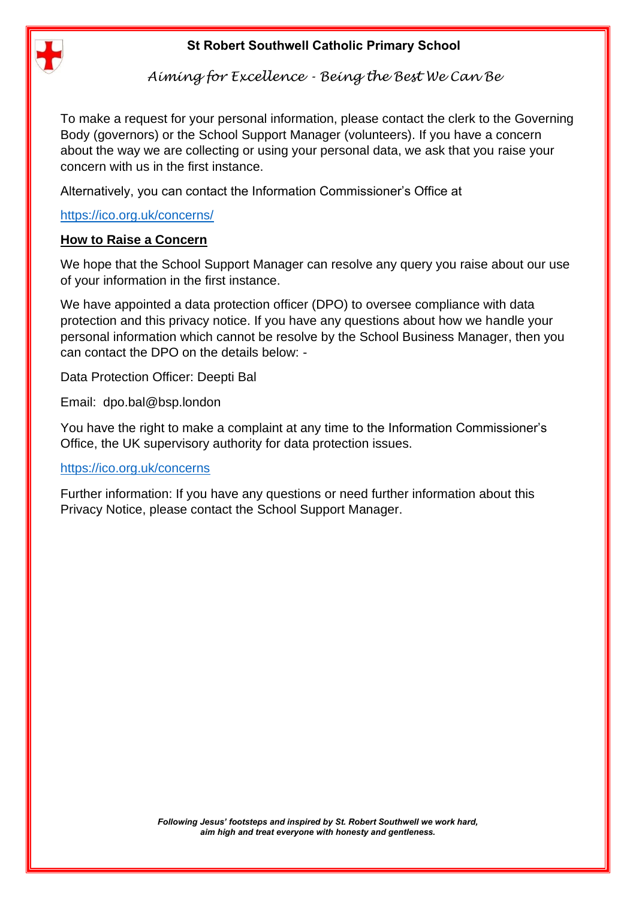To make a request for your personal information, please contact the clerk to the Governing Body (governors) or the School Support Manager (volunteers). If you have a concern about the way we are collecting or using your personal data, we ask that you raise your concern with us in the first instance.

Alternatively, you can contact the Information Commissioner's Office at

https://ico.org.uk/concerns/

## How to Raise a Concern

We hope that the School Support Manager can resolve any query you raise about our use of your information in the first instance.

We have appointed a data protection officer (DPO) to oversee compliance with data protection and this privacy notice. If you have any questions about how we handle your personal information which cannot be resolve by the School Business Manager, then you can contact the DPO on the details below: -

Data Protection Officer: Deepti Bal

Email: dpo.bal@bsp.london

You have the right to make a complaint at any time to the Information Commissioner's Office, the UK supervisory authority for data protection issues.

https://ico.org.uk/concerns

Further information: If you have any questions or need further information about this Privacy Notice, please contact the School Support Manager.